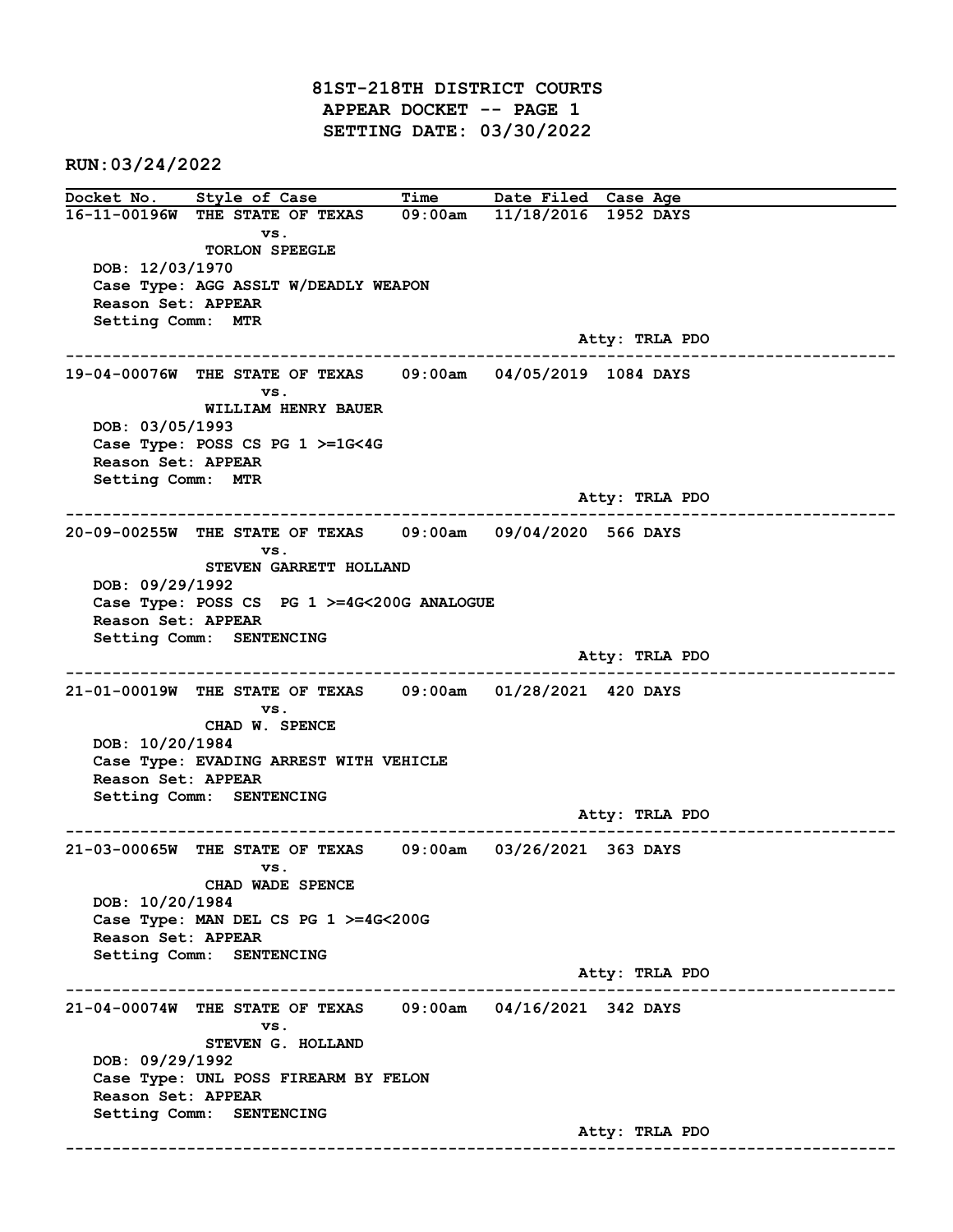# 81ST-218TH DISTRICT COURTS
## APPEAR DOCKET -- PAGE 1
## SETTING DATE: 03/30/2022

**RUN:03/24/2022**

| Docket No. | Style of Case | Time | Date Filed | Case Age |
|---|---|---|---|---|
| 16-11-00196W | THE STATE OF TEXAS vs. TORLON SPEEGLE | 09:00am | 11/18/2016 | 1952 DAYS |

DOB: 12/03/1970
Case Type: AGG ASSLT W/DEADLY WEAPON
Reason Set: APPEAR
Setting Comm: MTR
Atty: TRLA PDO

---

| Docket No. | Style of Case | Time | Date Filed | Case Age |
|---|---|---|---|---|
| 19-04-00076W | THE STATE OF TEXAS vs. WILLIAM HENRY BAUER | 09:00am | 04/05/2019 | 1084 DAYS |

DOB: 03/05/1993
Case Type: POSS CS PG 1 >=1G<4G
Reason Set: APPEAR
Setting Comm: MTR
Atty: TRLA PDO

---

| Docket No. | Style of Case | Time | Date Filed | Case Age |
|---|---|---|---|---|
| 20-09-00255W | THE STATE OF TEXAS vs. STEVEN GARRETT HOLLAND | 09:00am | 09/04/2020 | 566 DAYS |

DOB: 09/29/1992
Case Type: POSS CS PG 1 >=4G<200G ANALOGUE
Reason Set: APPEAR
Setting Comm: SENTENCING
Atty: TRLA PDO

---

| Docket No. | Style of Case | Time | Date Filed | Case Age |
|---|---|---|---|---|
| 21-01-00019W | THE STATE OF TEXAS vs. CHAD W. SPENCE | 09:00am | 01/28/2021 | 420 DAYS |

DOB: 10/20/1984
Case Type: EVADING ARREST WITH VEHICLE
Reason Set: APPEAR
Setting Comm: SENTENCING
Atty: TRLA PDO

---

| Docket No. | Style of Case | Time | Date Filed | Case Age |
|---|---|---|---|---|
| 21-03-00065W | THE STATE OF TEXAS vs. CHAD WADE SPENCE | 09:00am | 03/26/2021 | 363 DAYS |

DOB: 10/20/1984
Case Type: MAN DEL CS PG 1 >=4G<200G
Reason Set: APPEAR
Setting Comm: SENTENCING
Atty: TRLA PDO

---

| Docket No. | Style of Case | Time | Date Filed | Case Age |
|---|---|---|---|---|
| 21-04-00074W | THE STATE OF TEXAS vs. STEVEN G. HOLLAND | 09:00am | 04/16/2021 | 342 DAYS |

DOB: 09/29/1992
Case Type: UNL POSS FIREARM BY FELON
Reason Set: APPEAR
Setting Comm: SENTENCING
Atty: TRLA PDO

---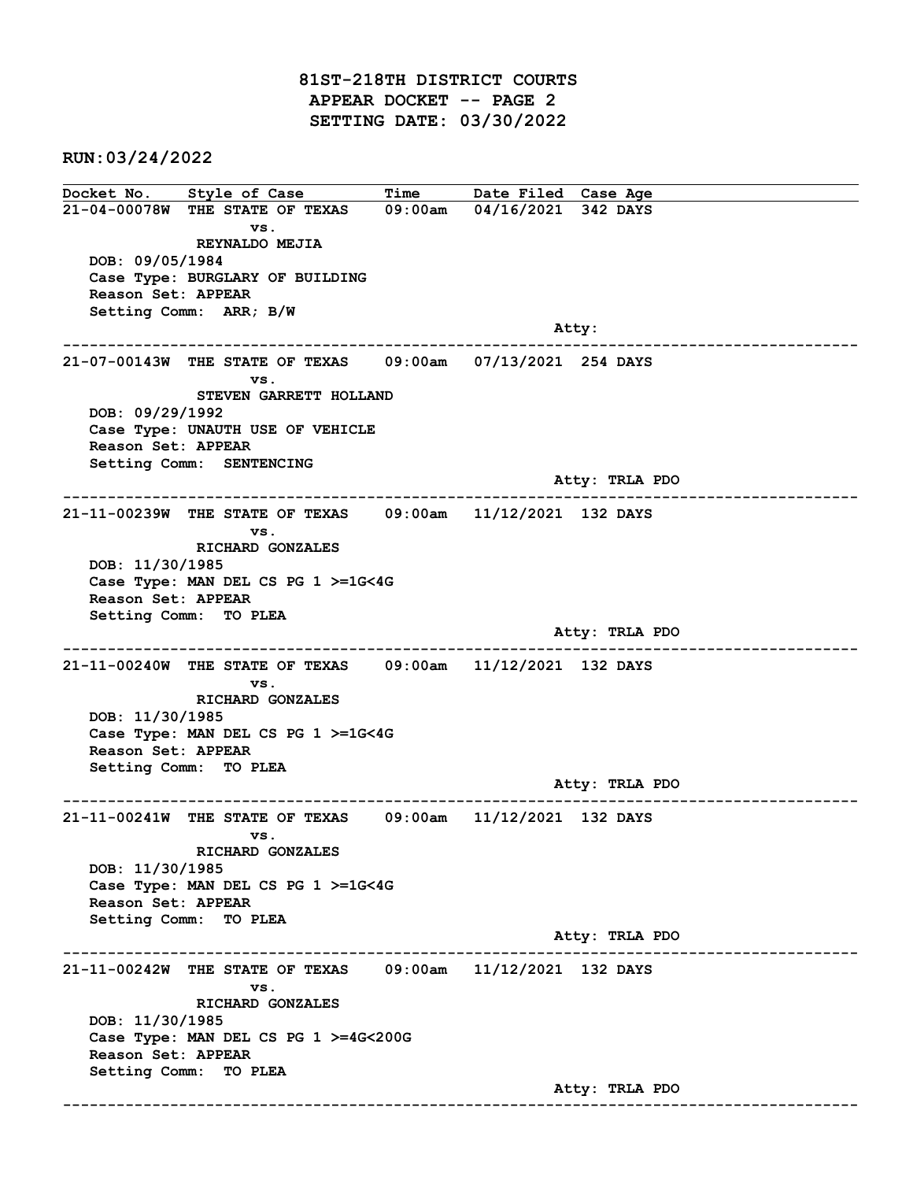# 81ST-218TH DISTRICT COURTS
## APPEAR DOCKET -- PAGE 2
## SETTING DATE: 03/30/2022

**RUN:03/24/2022**

| Docket No. | Style of Case | Time | Date Filed | Case Age |
|---|---|---|---|---|

---

**21-04-00078W** THE STATE OF TEXAS vs. REYNALDO MEJIA — 09:00am — 04/16/2021 — 342 DAYS

DOB: 09/05/1984
Case Type: BURGLARY OF BUILDING
Reason Set: APPEAR
Setting Comm: ARR; B/W
Atty:

---

**21-07-00143W** THE STATE OF TEXAS vs. STEVEN GARRETT HOLLAND — 09:00am — 07/13/2021 — 254 DAYS

DOB: 09/29/1992
Case Type: UNAUTH USE OF VEHICLE
Reason Set: APPEAR
Setting Comm: SENTENCING
Atty: TRLA PDO

---

**21-11-00239W** THE STATE OF TEXAS vs. RICHARD GONZALES — 09:00am — 11/12/2021 — 132 DAYS

DOB: 11/30/1985
Case Type: MAN DEL CS PG 1 >=1G<4G
Reason Set: APPEAR
Setting Comm: TO PLEA
Atty: TRLA PDO

---

**21-11-00240W** THE STATE OF TEXAS vs. RICHARD GONZALES — 09:00am — 11/12/2021 — 132 DAYS

DOB: 11/30/1985
Case Type: MAN DEL CS PG 1 >=1G<4G
Reason Set: APPEAR
Setting Comm: TO PLEA
Atty: TRLA PDO

---

**21-11-00241W** THE STATE OF TEXAS vs. RICHARD GONZALES — 09:00am — 11/12/2021 — 132 DAYS

DOB: 11/30/1985
Case Type: MAN DEL CS PG 1 >=1G<4G
Reason Set: APPEAR
Setting Comm: TO PLEA
Atty: TRLA PDO

---

**21-11-00242W** THE STATE OF TEXAS vs. RICHARD GONZALES — 09:00am — 11/12/2021 — 132 DAYS

DOB: 11/30/1985
Case Type: MAN DEL CS PG 1 >=4G<200G
Reason Set: APPEAR
Setting Comm: TO PLEA
Atty: TRLA PDO

---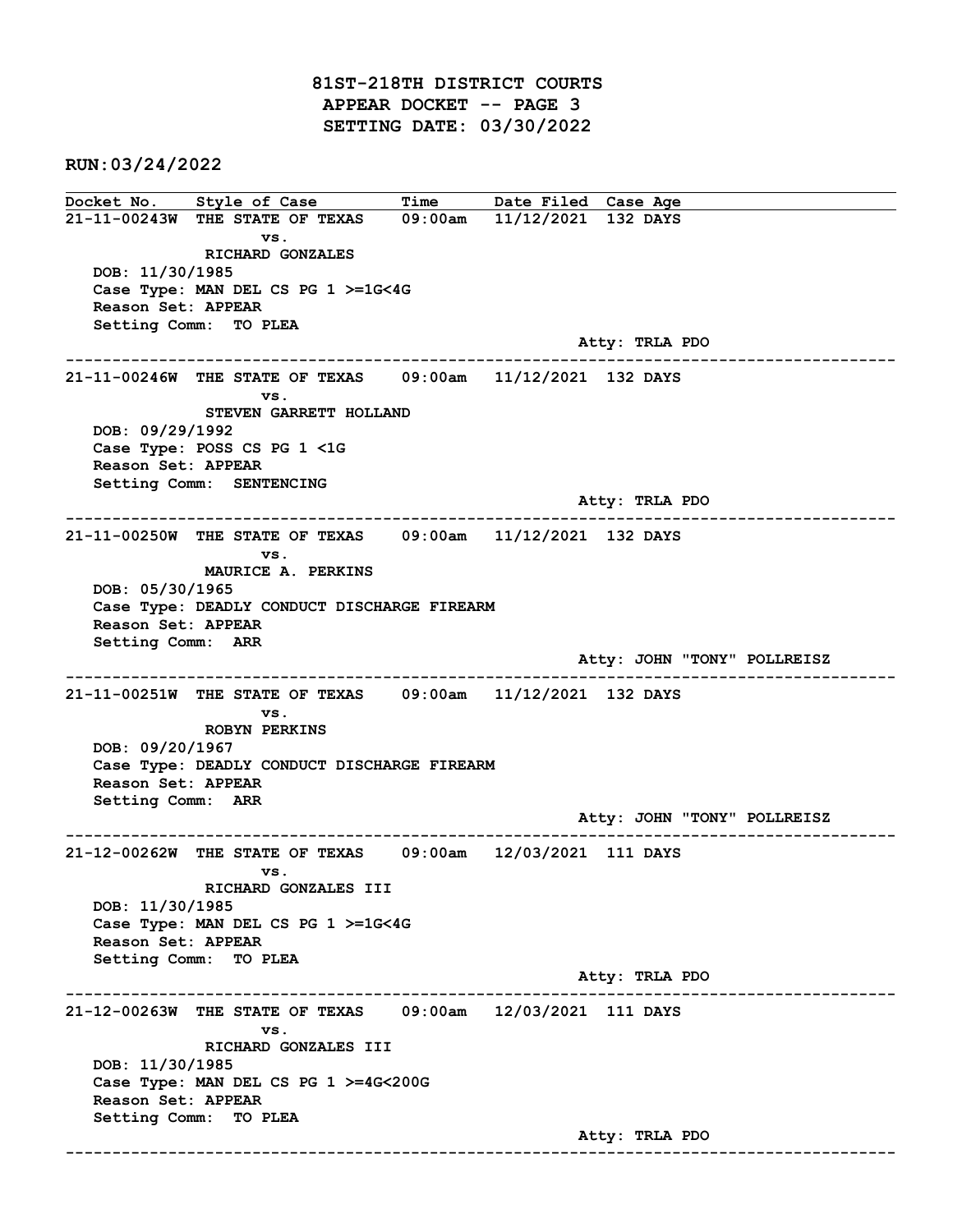# 81ST-218TH DISTRICT COURTS
## APPEAR DOCKET -- PAGE 3
## SETTING DATE: 03/30/2022

**RUN:03/24/2022**

| Docket No. | Style of Case | Time | Date Filed | Case Age |
|---|---|---|---|---|

**21-11-00243W** THE STATE OF TEXAS 09:00am 11/12/2021 132 DAYS
vs.
RICHARD GONZALES
DOB: 11/30/1985
Case Type: MAN DEL CS PG 1 >=1G<4G
Reason Set: APPEAR
Setting Comm: TO PLEA
Atty: TRLA PDO

---

**21-11-00246W** THE STATE OF TEXAS 09:00am 11/12/2021 132 DAYS
vs.
STEVEN GARRETT HOLLAND
DOB: 09/29/1992
Case Type: POSS CS PG 1 <1G
Reason Set: APPEAR
Setting Comm: SENTENCING
Atty: TRLA PDO

---

**21-11-00250W** THE STATE OF TEXAS 09:00am 11/12/2021 132 DAYS
vs.
MAURICE A. PERKINS
DOB: 05/30/1965
Case Type: DEADLY CONDUCT DISCHARGE FIREARM
Reason Set: APPEAR
Setting Comm: ARR
Atty: JOHN "TONY" POLLREISZ

---

**21-11-00251W** THE STATE OF TEXAS 09:00am 11/12/2021 132 DAYS
vs.
ROBYN PERKINS
DOB: 09/20/1967
Case Type: DEADLY CONDUCT DISCHARGE FIREARM
Reason Set: APPEAR
Setting Comm: ARR
Atty: JOHN "TONY" POLLREISZ

---

**21-12-00262W** THE STATE OF TEXAS 09:00am 12/03/2021 111 DAYS
vs.
RICHARD GONZALES III
DOB: 11/30/1985
Case Type: MAN DEL CS PG 1 >=1G<4G
Reason Set: APPEAR
Setting Comm: TO PLEA
Atty: TRLA PDO

---

**21-12-00263W** THE STATE OF TEXAS 09:00am 12/03/2021 111 DAYS
vs.
RICHARD GONZALES III
DOB: 11/30/1985
Case Type: MAN DEL CS PG 1 >=4G<200G
Reason Set: APPEAR
Setting Comm: TO PLEA
Atty: TRLA PDO

---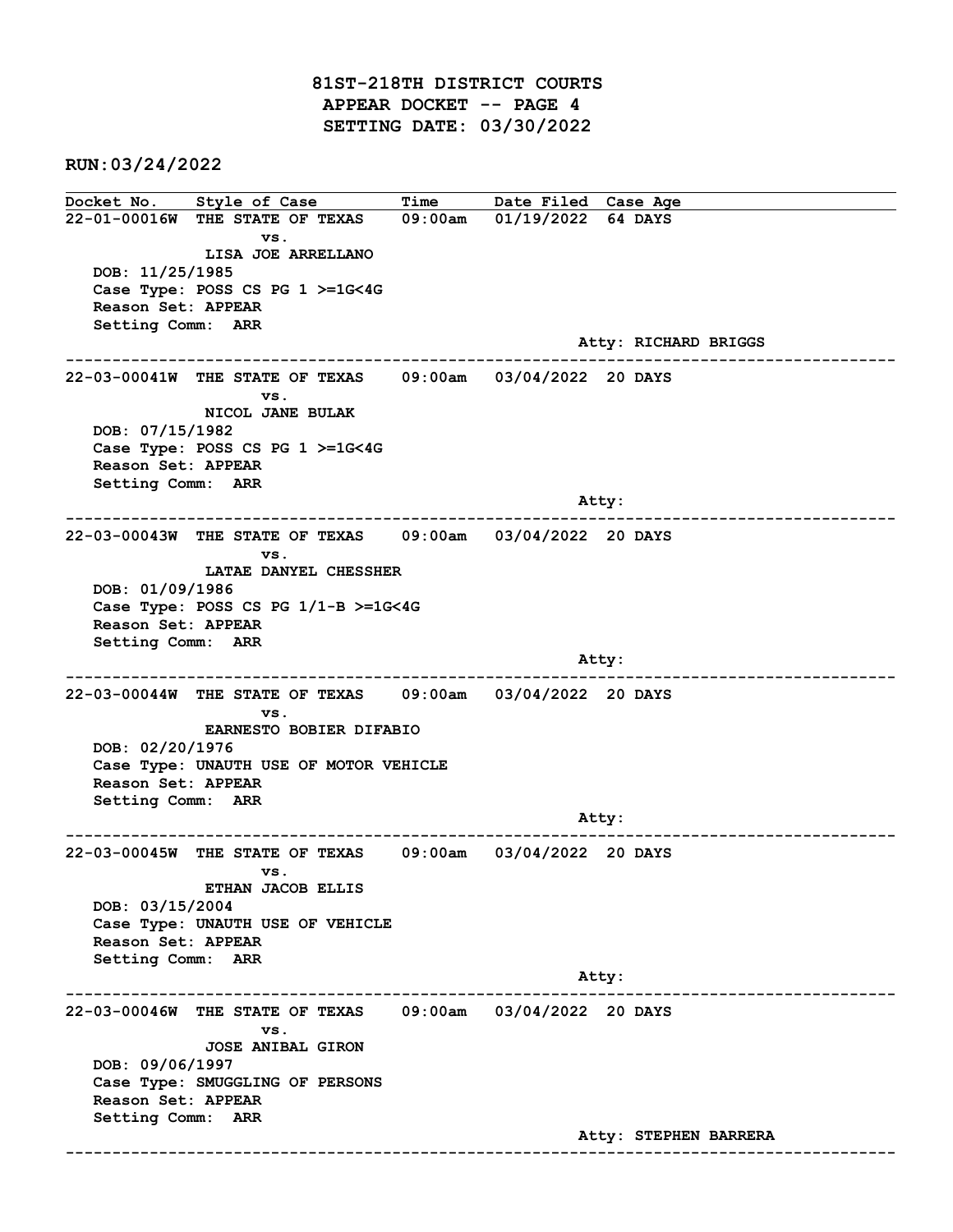# 81ST-218TH DISTRICT COURTS
## APPEAR DOCKET -- PAGE 4
## SETTING DATE: 03/30/2022

RUN:03/24/2022

| Docket No. | Style of Case | Time | Date Filed | Case Age |
|---|---|---|---|---|

---

**22-01-00016W** THE STATE OF TEXAS vs. LISA JOE ARRELLANO — 09:00am — 01/19/2022 — 64 DAYS

DOB: 11/25/1985
Case Type: POSS CS PG 1 >=1G<4G
Reason Set: APPEAR
Setting Comm: ARR
Atty: RICHARD BRIGGS

---

**22-03-00041W** THE STATE OF TEXAS vs. NICOL JANE BULAK — 09:00am — 03/04/2022 — 20 DAYS

DOB: 07/15/1982
Case Type: POSS CS PG 1 >=1G<4G
Reason Set: APPEAR
Setting Comm: ARR
Atty:

---

**22-03-00043W** THE STATE OF TEXAS vs. LATAE DANYEL CHESSHER — 09:00am — 03/04/2022 — 20 DAYS

DOB: 01/09/1986
Case Type: POSS CS PG 1/1-B >=1G<4G
Reason Set: APPEAR
Setting Comm: ARR
Atty:

---

**22-03-00044W** THE STATE OF TEXAS vs. EARNESTO BOBIER DIFABIO — 09:00am — 03/04/2022 — 20 DAYS

DOB: 02/20/1976
Case Type: UNAUTH USE OF MOTOR VEHICLE
Reason Set: APPEAR
Setting Comm: ARR
Atty:

---

**22-03-00045W** THE STATE OF TEXAS vs. ETHAN JACOB ELLIS — 09:00am — 03/04/2022 — 20 DAYS

DOB: 03/15/2004
Case Type: UNAUTH USE OF VEHICLE
Reason Set: APPEAR
Setting Comm: ARR
Atty:

---

**22-03-00046W** THE STATE OF TEXAS vs. JOSE ANIBAL GIRON — 09:00am — 03/04/2022 — 20 DAYS

DOB: 09/06/1997
Case Type: SMUGGLING OF PERSONS
Reason Set: APPEAR
Setting Comm: ARR
Atty: STEPHEN BARRERA

---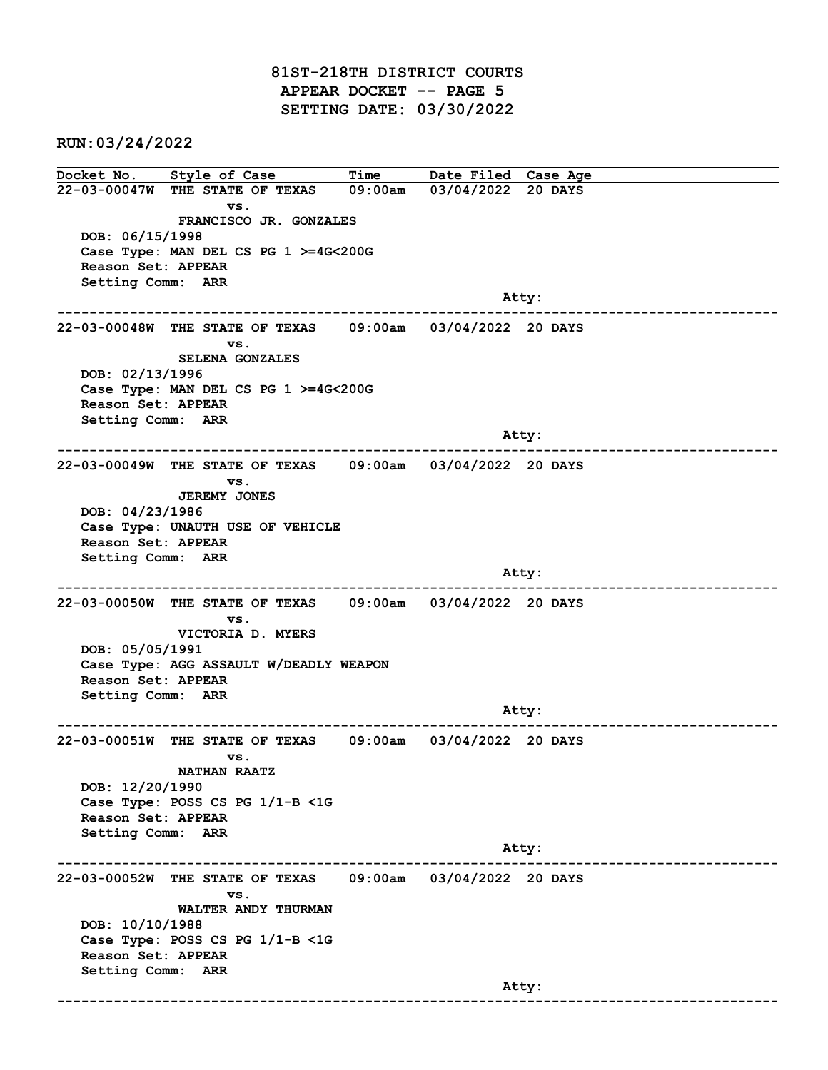# 81ST-218TH DISTRICT COURTS
## APPEAR DOCKET -- PAGE 5
## SETTING DATE: 03/30/2022

**RUN:03/24/2022**

| Docket No. | Style of Case | Time | Date Filed | Case Age |
|---|---|---|---|---|

**22-03-00047W** THE STATE OF TEXAS vs. FRANCISCO JR. GONZALES — 09:00am — 03/04/2022 — 20 DAYS

DOB: 06/15/1998
Case Type: MAN DEL CS PG 1 >=4G<200G
Reason Set: APPEAR
Setting Comm: ARR
Atty:

---

**22-03-00048W** THE STATE OF TEXAS vs. SELENA GONZALES — 09:00am — 03/04/2022 — 20 DAYS

DOB: 02/13/1996
Case Type: MAN DEL CS PG 1 >=4G<200G
Reason Set: APPEAR
Setting Comm: ARR
Atty:

---

**22-03-00049W** THE STATE OF TEXAS vs. JEREMY JONES — 09:00am — 03/04/2022 — 20 DAYS

DOB: 04/23/1986
Case Type: UNAUTH USE OF VEHICLE
Reason Set: APPEAR
Setting Comm: ARR
Atty:

---

**22-03-00050W** THE STATE OF TEXAS vs. VICTORIA D. MYERS — 09:00am — 03/04/2022 — 20 DAYS

DOB: 05/05/1991
Case Type: AGG ASSAULT W/DEADLY WEAPON
Reason Set: APPEAR
Setting Comm: ARR
Atty:

---

**22-03-00051W** THE STATE OF TEXAS vs. NATHAN RAATZ — 09:00am — 03/04/2022 — 20 DAYS

DOB: 12/20/1990
Case Type: POSS CS PG 1/1-B <1G
Reason Set: APPEAR
Setting Comm: ARR
Atty:

---

**22-03-00052W** THE STATE OF TEXAS vs. WALTER ANDY THURMAN — 09:00am — 03/04/2022 — 20 DAYS

DOB: 10/10/1988
Case Type: POSS CS PG 1/1-B <1G
Reason Set: APPEAR
Setting Comm: ARR
Atty:

---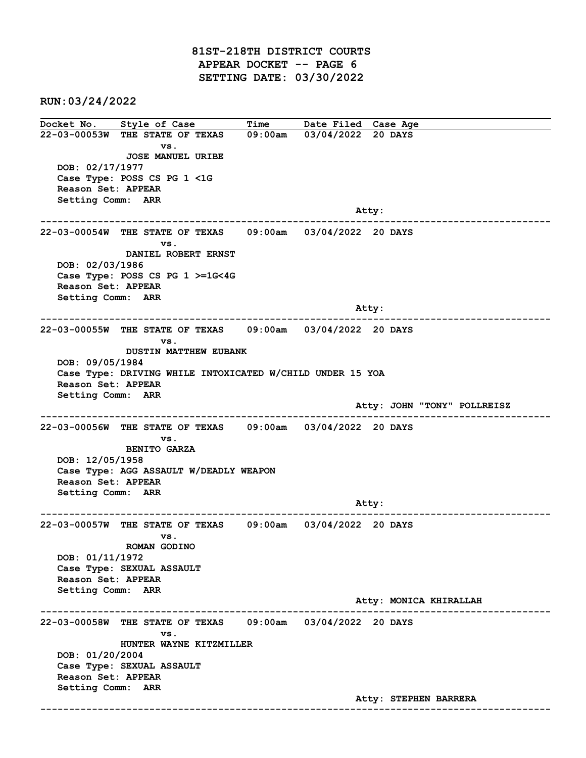# 81ST-218TH DISTRICT COURTS
## APPEAR DOCKET -- PAGE 6
## SETTING DATE: 03/30/2022

**RUN:03/24/2022**

| Docket No. | Style of Case | Time | Date Filed | Case Age |
|---|---|---|---|---|
| 22-03-00053W | THE STATE OF TEXAS vs. JOSE MANUEL URIBE | 09:00am | 03/04/2022 | 20 DAYS |

DOB: 02/17/1977
Case Type: POSS CS PG 1 <1G
Reason Set: APPEAR
Setting Comm: ARR
Atty:

---

| Docket No. | Style of Case | Time | Date Filed | Case Age |
|---|---|---|---|---|
| 22-03-00054W | THE STATE OF TEXAS vs. DANIEL ROBERT ERNST | 09:00am | 03/04/2022 | 20 DAYS |

DOB: 02/03/1986
Case Type: POSS CS PG 1 >=1G<4G
Reason Set: APPEAR
Setting Comm: ARR
Atty:

---

| Docket No. | Style of Case | Time | Date Filed | Case Age |
|---|---|---|---|---|
| 22-03-00055W | THE STATE OF TEXAS vs. DUSTIN MATTHEW EUBANK | 09:00am | 03/04/2022 | 20 DAYS |

DOB: 09/05/1984
Case Type: DRIVING WHILE INTOXICATED W/CHILD UNDER 15 YOA
Reason Set: APPEAR
Setting Comm: ARR
Atty: JOHN "TONY" POLLREISZ

---

| Docket No. | Style of Case | Time | Date Filed | Case Age |
|---|---|---|---|---|
| 22-03-00056W | THE STATE OF TEXAS vs. BENITO GARZA | 09:00am | 03/04/2022 | 20 DAYS |

DOB: 12/05/1958
Case Type: AGG ASSAULT W/DEADLY WEAPON
Reason Set: APPEAR
Setting Comm: ARR
Atty:

---

| Docket No. | Style of Case | Time | Date Filed | Case Age |
|---|---|---|---|---|
| 22-03-00057W | THE STATE OF TEXAS vs. ROMAN GODINO | 09:00am | 03/04/2022 | 20 DAYS |

DOB: 01/11/1972
Case Type: SEXUAL ASSAULT
Reason Set: APPEAR
Setting Comm: ARR
Atty: MONICA KHIRALLAH

---

| Docket No. | Style of Case | Time | Date Filed | Case Age |
|---|---|---|---|---|
| 22-03-00058W | THE STATE OF TEXAS vs. HUNTER WAYNE KITZMILLER | 09:00am | 03/04/2022 | 20 DAYS |

DOB: 01/20/2004
Case Type: SEXUAL ASSAULT
Reason Set: APPEAR
Setting Comm: ARR
Atty: STEPHEN BARRERA

---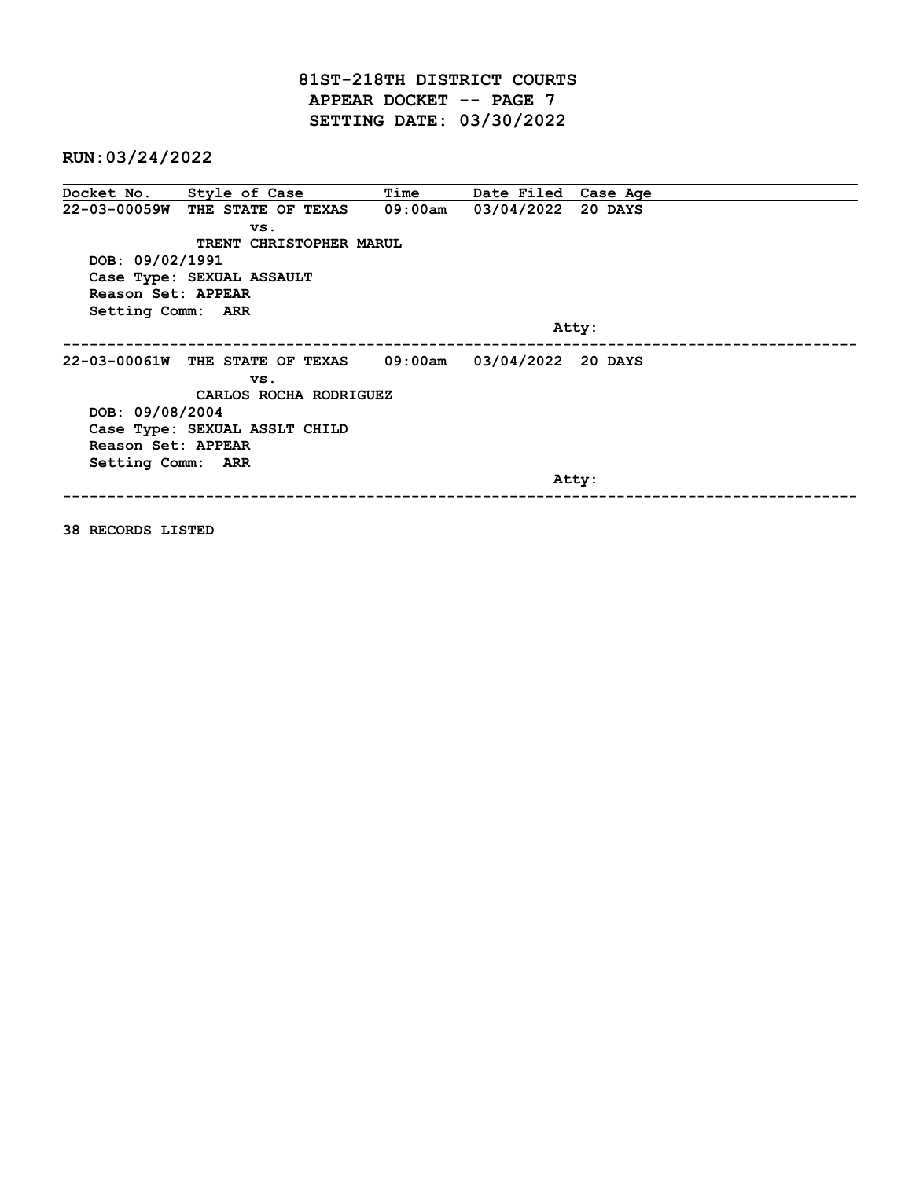**81ST-218TH DISTRICT COURTS**
**APPEAR DOCKET -- PAGE 7**
**SETTING DATE: 03/30/2022**

**RUN:03/24/2022**

| Docket No. | Style of Case | Time | Date Filed | Case Age |
|---|---|---|---|---|
| 22-03-00059W | THE STATE OF TEXAS vs. TRENT CHRISTOPHER MARUL | 09:00am | 03/04/2022 | 20 DAYS |

DOB: 09/02/1991
Case Type: SEXUAL ASSAULT
Reason Set: APPEAR
Setting Comm: ARR

Atty:

---

| Docket No. | Style of Case | Time | Date Filed | Case Age |
|---|---|---|---|---|
| 22-03-00061W | THE STATE OF TEXAS vs. CARLOS ROCHA RODRIGUEZ | 09:00am | 03/04/2022 | 20 DAYS |

DOB: 09/08/2004
Case Type: SEXUAL ASSLT CHILD
Reason Set: APPEAR
Setting Comm: ARR

Atty:

---

38 RECORDS LISTED